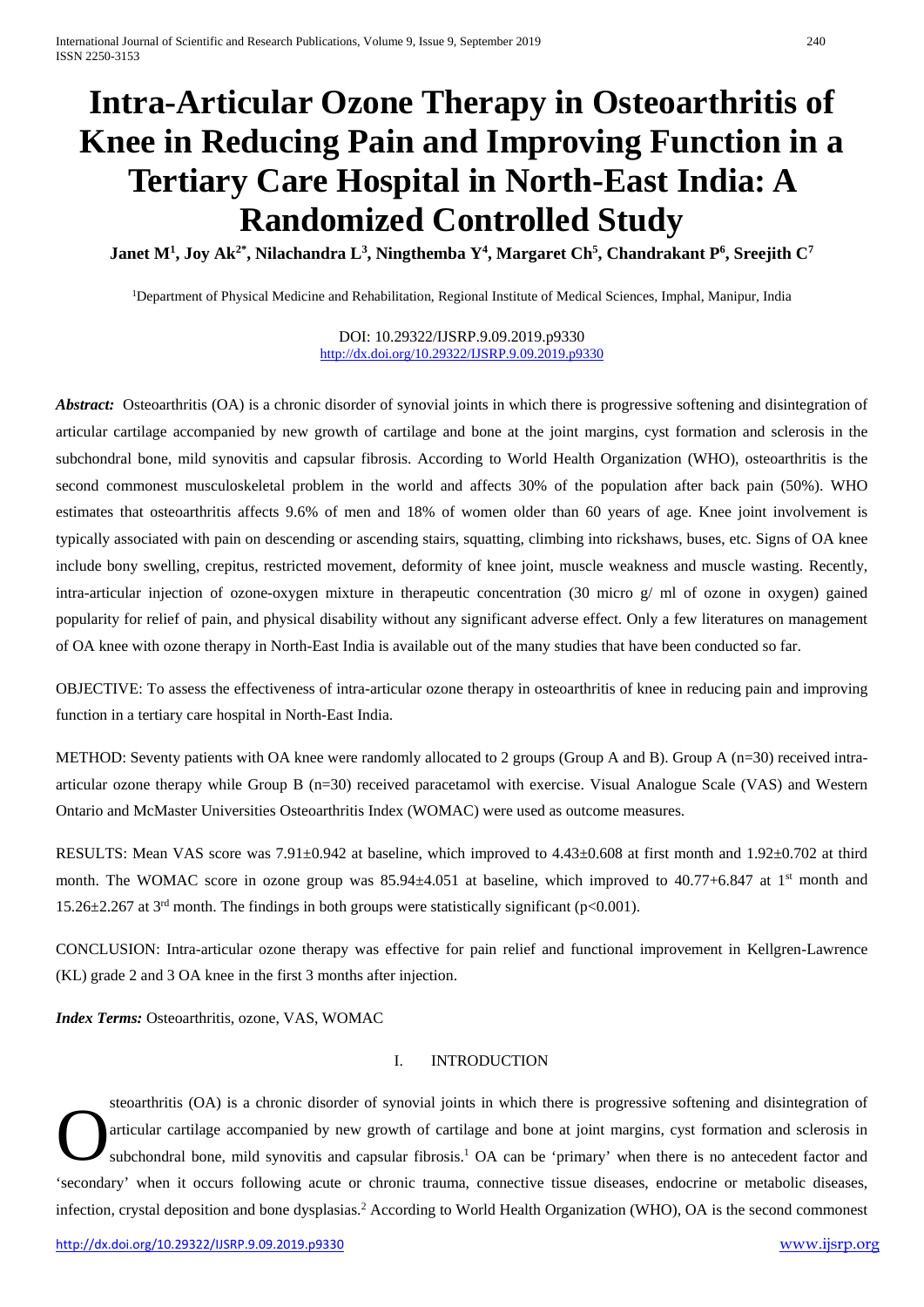# Intra-Articular Ozone Therapy in Osteoarthritis of Knee in Reducing Pain and Improving Function in a Tertiary Care Hospital in North-East India: A Randomized Controlled Study

**Janet M[1], Joy Ak[2*], Nilachandra L[3], Ningthemba Y[4], Margaret Ch[5], Chandrakant P[6], Sreejith C[7]**

[1]Department of Physical Medicine and Rehabilitation, Regional Institute of Medical Sciences, Imphal, Manipur, India

DOI: 10.29322/IJSRP.9.09.2019.p9330
http://dx.doi.org/10.29322/IJSRP.9.09.2019.p9330

***Abstract:*** Osteoarthritis (OA) is a chronic disorder of synovial joints in which there is progressive softening and disintegration of articular cartilage accompanied by new growth of cartilage and bone at the joint margins, cyst formation and sclerosis in the subchondral bone, mild synovitis and capsular fibrosis. According to World Health Organization (WHO), osteoarthritis is the second commonest musculoskeletal problem in the world and affects 30% of the population after back pain (50%). WHO estimates that osteoarthritis affects 9.6% of men and 18% of women older than 60 years of age. Knee joint involvement is typically associated with pain on descending or ascending stairs, squatting, climbing into rickshaws, buses, etc. Signs of OA knee include bony swelling, crepitus, restricted movement, deformity of knee joint, muscle weakness and muscle wasting. Recently, intra-articular injection of ozone-oxygen mixture in therapeutic concentration (30 micro g/ ml of ozone in oxygen) gained popularity for relief of pain, and physical disability without any significant adverse effect. Only a few literatures on management of OA knee with ozone therapy in North-East India is available out of the many studies that have been conducted so far.

OBJECTIVE: To assess the effectiveness of intra-articular ozone therapy in osteoarthritis of knee in reducing pain and improving function in a tertiary care hospital in North-East India.

METHOD: Seventy patients with OA knee were randomly allocated to 2 groups (Group A and B). Group A (n=30) received intra-articular ozone therapy while Group B (n=30) received paracetamol with exercise. Visual Analogue Scale (VAS) and Western Ontario and McMaster Universities Osteoarthritis Index (WOMAC) were used as outcome measures.

RESULTS: Mean VAS score was $7.91\pm0.942$ at baseline, which improved to $4.43\pm0.608$ at first month and $1.92\pm0.702$ at third month. The WOMAC score in ozone group was $85.94\pm4.051$ at baseline, which improved to $40.77+6.847$ at 1st month and $15.26\pm2.267$ at 3rd month. The findings in both groups were statistically significant ($p<0.001$).

CONCLUSION: Intra-articular ozone therapy was effective for pain relief and functional improvement in Kellgren-Lawrence (KL) grade 2 and 3 OA knee in the first 3 months after injection.

***Index Terms:*** Osteoarthritis, ozone, VAS, WOMAC

## I. INTRODUCTION

Osteoarthritis (OA) is a chronic disorder of synovial joints in which there is progressive softening and disintegration of articular cartilage accompanied by new growth of cartilage and bone at joint margins, cyst formation and sclerosis in subchondral bone, mild synovitis and capsular fibrosis.[1] OA can be 'primary' when there is no antecedent factor and 'secondary' when it occurs following acute or chronic trauma, connective tissue diseases, endocrine or metabolic diseases, infection, crystal deposition and bone dysplasias.[2] According to World Health Organization (WHO), OA is the second commonest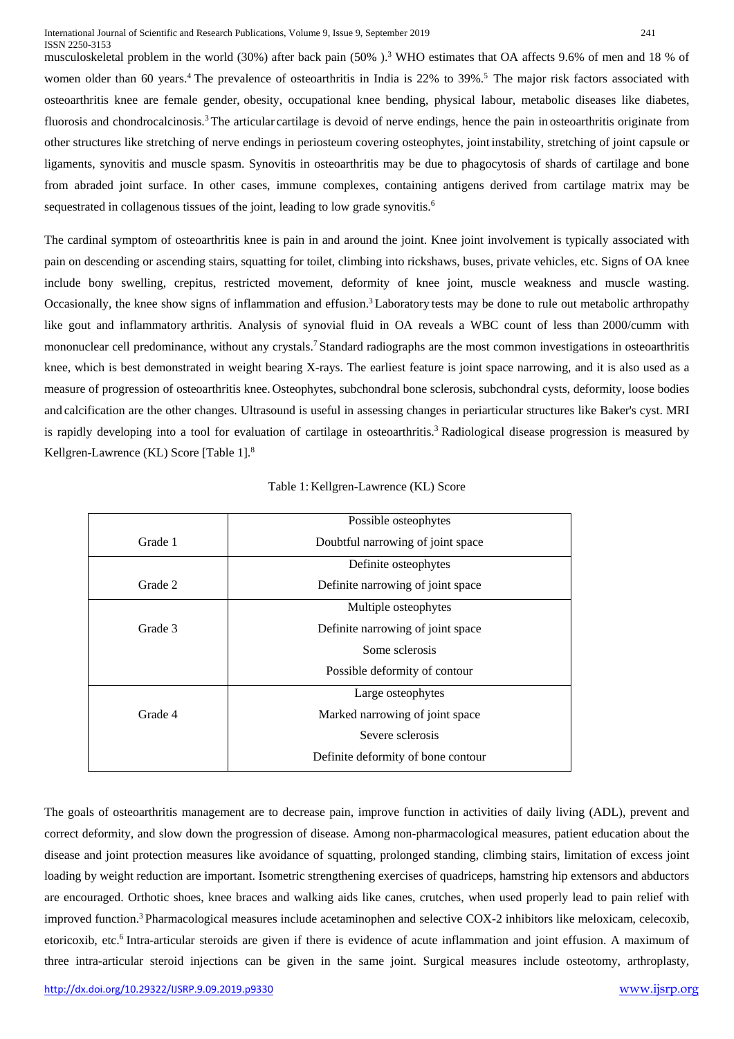musculoskeletal problem in the world (30%) after back pain (50% ).[3] WHO estimates that OA affects 9.6% of men and 18 % of women older than 60 years.[4] The prevalence of osteoarthritis in India is 22% to 39%.[5] The major risk factors associated with osteoarthritis knee are female gender, obesity, occupational knee bending, physical labour, metabolic diseases like diabetes, fluorosis and chondrocalcinosis.[3] The articular cartilage is devoid of nerve endings, hence the pain in osteoarthritis originate from other structures like stretching of nerve endings in periosteum covering osteophytes, joint instability, stretching of joint capsule or ligaments, synovitis and muscle spasm. Synovitis in osteoarthritis may be due to phagocytosis of shards of cartilage and bone from abraded joint surface. In other cases, immune complexes, containing antigens derived from cartilage matrix may be sequestrated in collagenous tissues of the joint, leading to low grade synovitis.[6]

The cardinal symptom of osteoarthritis knee is pain in and around the joint. Knee joint involvement is typically associated with pain on descending or ascending stairs, squatting for toilet, climbing into rickshaws, buses, private vehicles, etc. Signs of OA knee include bony swelling, crepitus, restricted movement, deformity of knee joint, muscle weakness and muscle wasting. Occasionally, the knee show signs of inflammation and effusion.[3] Laboratory tests may be done to rule out metabolic arthropathy like gout and inflammatory arthritis. Analysis of synovial fluid in OA reveals a WBC count of less than 2000/cumm with mononuclear cell predominance, without any crystals.[7] Standard radiographs are the most common investigations in osteoarthritis knee, which is best demonstrated in weight bearing X-rays. The earliest feature is joint space narrowing, and it is also used as a measure of progression of osteoarthritis knee. Osteophytes, subchondral bone sclerosis, subchondral cysts, deformity, loose bodies and calcification are the other changes. Ultrasound is useful in assessing changes in periarticular structures like Baker's cyst. MRI is rapidly developing into a tool for evaluation of cartilage in osteoarthritis.[3] Radiological disease progression is measured by Kellgren-Lawrence (KL) Score [Table 1].[8]

Table 1: Kellgren-Lawrence (KL) Score

| | |
|---|---|
| Grade 1 | Possible osteophytes<br>Doubtful narrowing of joint space |
| Grade 2 | Definite osteophytes<br>Definite narrowing of joint space |
| Grade 3 | Multiple osteophytes<br>Definite narrowing of joint space<br>Some sclerosis<br>Possible deformity of contour |
| Grade 4 | Large osteophytes<br>Marked narrowing of joint space<br>Severe sclerosis<br>Definite deformity of bone contour |

The goals of osteoarthritis management are to decrease pain, improve function in activities of daily living (ADL), prevent and correct deformity, and slow down the progression of disease. Among non-pharmacological measures, patient education about the disease and joint protection measures like avoidance of squatting, prolonged standing, climbing stairs, limitation of excess joint loading by weight reduction are important. Isometric strengthening exercises of quadriceps, hamstring hip extensors and abductors are encouraged. Orthotic shoes, knee braces and walking aids like canes, crutches, when used properly lead to pain relief with improved function.[3] Pharmacological measures include acetaminophen and selective COX-2 inhibitors like meloxicam, celecoxib, etoricoxib, etc.[6] Intra-articular steroids are given if there is evidence of acute inflammation and joint effusion. A maximum of three intra-articular steroid injections can be given in the same joint. Surgical measures include osteotomy, arthroplasty,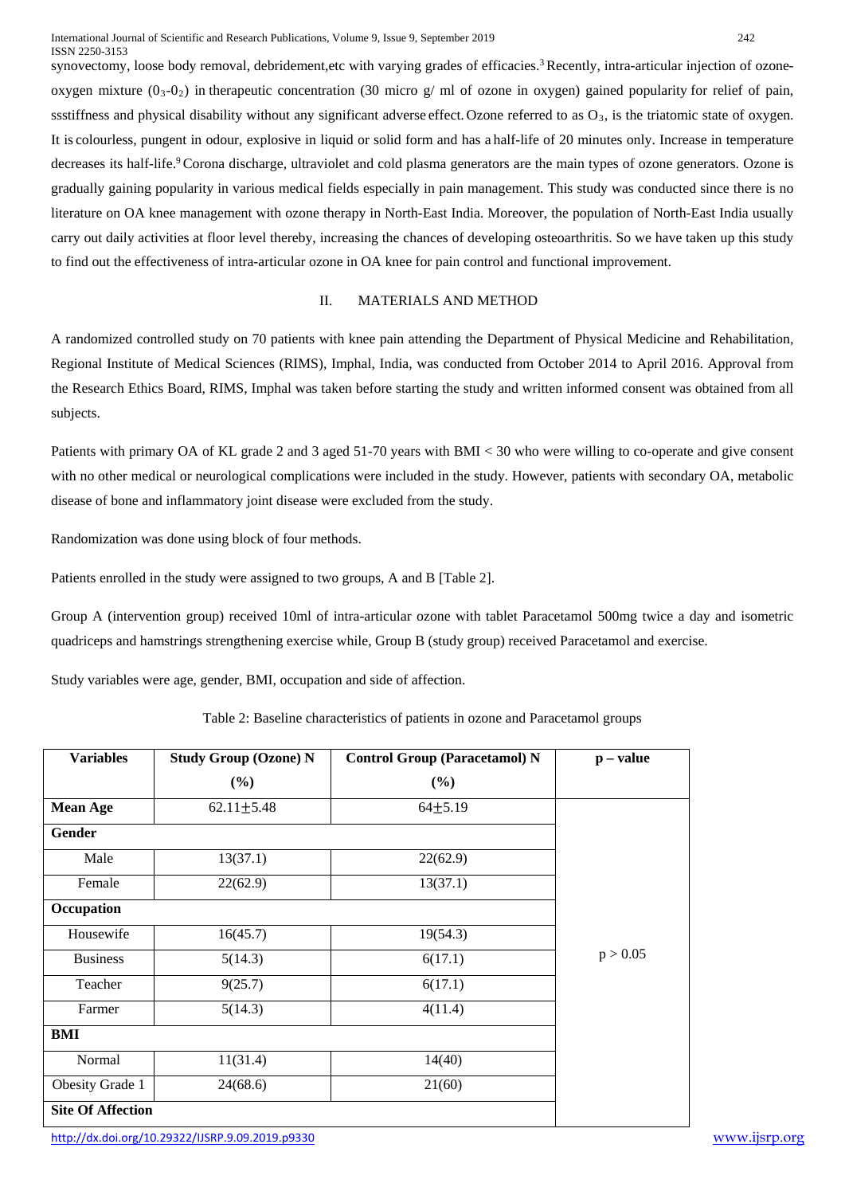synovectomy, loose body removal, debridement,etc with varying grades of efficacies.[3] Recently, intra-articular injection of ozone-oxygen mixture ($0_3$-$0_2$) in therapeutic concentration (30 micro g/ ml of ozone in oxygen) gained popularity for relief of pain, ssstiffness and physical disability without any significant adverse effect. Ozone referred to as $O_3$, is the triatomic state of oxygen. It is colourless, pungent in odour, explosive in liquid or solid form and has a half-life of 20 minutes only. Increase in temperature decreases its half-life.[9] Corona discharge, ultraviolet and cold plasma generators are the main types of ozone generators. Ozone is gradually gaining popularity in various medical fields especially in pain management. This study was conducted since there is no literature on OA knee management with ozone therapy in North-East India. Moreover, the population of North-East India usually carry out daily activities at floor level thereby, increasing the chances of developing osteoarthritis. So we have taken up this study to find out the effectiveness of intra-articular ozone in OA knee for pain control and functional improvement.

## II. MATERIALS AND METHOD

A randomized controlled study on 70 patients with knee pain attending the Department of Physical Medicine and Rehabilitation, Regional Institute of Medical Sciences (RIMS), Imphal, India, was conducted from October 2014 to April 2016. Approval from the Research Ethics Board, RIMS, Imphal was taken before starting the study and written informed consent was obtained from all subjects.

Patients with primary OA of KL grade 2 and 3 aged 51-70 years with BMI < 30 who were willing to co-operate and give consent with no other medical or neurological complications were included in the study. However, patients with secondary OA, metabolic disease of bone and inflammatory joint disease were excluded from the study.

Randomization was done using block of four methods.

Patients enrolled in the study were assigned to two groups, A and B [Table 2].

Group A (intervention group) received 10ml of intra-articular ozone with tablet Paracetamol 500mg twice a day and isometric quadriceps and hamstrings strengthening exercise while, Group B (study group) received Paracetamol and exercise.

Study variables were age, gender, BMI, occupation and side of affection.

Table 2: Baseline characteristics of patients in ozone and Paracetamol groups

| Variables | Study Group (Ozone) N (%) | Control Group (Paracetamol) N (%) | p – value |
|---|---|---|---|
| **Mean Age** | 62.11±5.48 | 64±5.19 | $p > 0.05$ |
| **Gender** | | | |
| Male | 13(37.1) | 22(62.9) | |
| Female | 22(62.9) | 13(37.1) | |
| **Occupation** | | | |
| Housewife | 16(45.7) | 19(54.3) | |
| Business | 5(14.3) | 6(17.1) | |
| Teacher | 9(25.7) | 6(17.1) | |
| Farmer | 5(14.3) | 4(11.4) | |
| **BMI** | | | |
| Normal | 11(31.4) | 14(40) | |
| Obesity Grade 1 | 24(68.6) | 21(60) | |
| **Site Of Affection** | | | |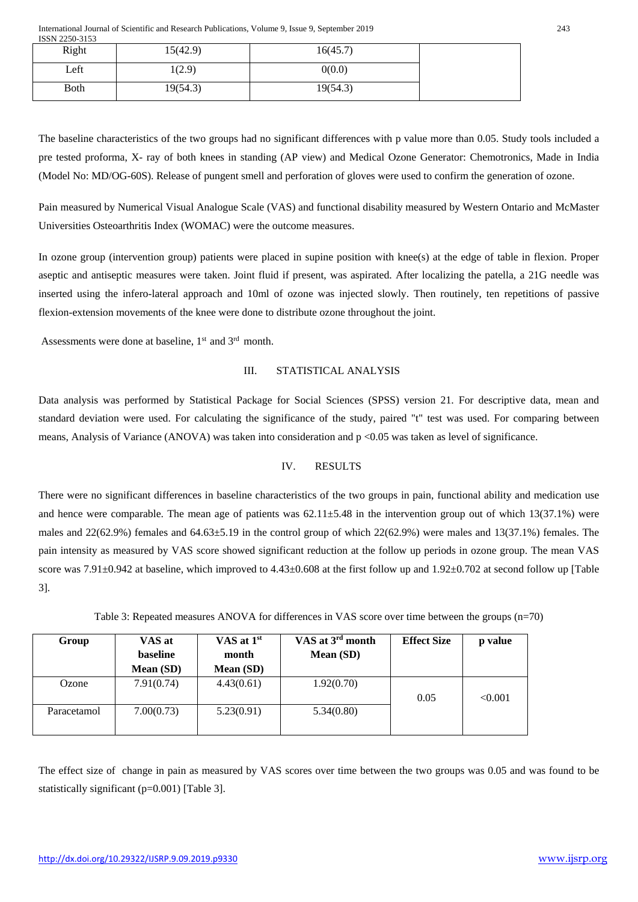| Right | 15(42.9) | 16(45.7) | |
|---|---|---|---|
| Left | 1(2.9) | 0(0.0) | |
| Both | 19(54.3) | 19(54.3) | |

The baseline characteristics of the two groups had no significant differences with p value more than 0.05. Study tools included a pre tested proforma, X- ray of both knees in standing (AP view) and Medical Ozone Generator: Chemotronics, Made in India (Model No: MD/OG-60S). Release of pungent smell and perforation of gloves were used to confirm the generation of ozone.

Pain measured by Numerical Visual Analogue Scale (VAS) and functional disability measured by Western Ontario and McMaster Universities Osteoarthritis Index (WOMAC) were the outcome measures.

In ozone group (intervention group) patients were placed in supine position with knee(s) at the edge of table in flexion. Proper aseptic and antiseptic measures were taken. Joint fluid if present, was aspirated. After localizing the patella, a 21G needle was inserted using the infero-lateral approach and 10ml of ozone was injected slowly. Then routinely, ten repetitions of passive flexion-extension movements of the knee were done to distribute ozone throughout the joint.

Assessments were done at baseline, 1st and 3rd month.

## III. STATISTICAL ANALYSIS

Data analysis was performed by Statistical Package for Social Sciences (SPSS) version 21. For descriptive data, mean and standard deviation were used. For calculating the significance of the study, paired "t" test was used. For comparing between means, Analysis of Variance (ANOVA) was taken into consideration and $p < 0.05$ was taken as level of significance.

## IV. RESULTS

There were no significant differences in baseline characteristics of the two groups in pain, functional ability and medication use and hence were comparable. The mean age of patients was 62.11±5.48 in the intervention group out of which 13(37.1%) were males and 22(62.9%) females and 64.63±5.19 in the control group of which 22(62.9%) were males and 13(37.1%) females. The pain intensity as measured by VAS score showed significant reduction at the follow up periods in ozone group. The mean VAS score was 7.91±0.942 at baseline, which improved to 4.43±0.608 at the first follow up and 1.92±0.702 at second follow up [Table 3].

Table 3: Repeated measures ANOVA for differences in VAS score over time between the groups (n=70)

| Group | VAS at baseline Mean (SD) | VAS at 1st month Mean (SD) | VAS at 3rd month Mean (SD) | Effect Size | p value |
|---|---|---|---|---|---|
| Ozone | 7.91(0.74) | 4.43(0.61) | 1.92(0.70) | 0.05 | <0.001 |
| Paracetamol | 7.00(0.73) | 5.23(0.91) | 5.34(0.80) | | |

The effect size of change in pain as measured by VAS scores over time between the two groups was 0.05 and was found to be statistically significant (p=0.001) [Table 3].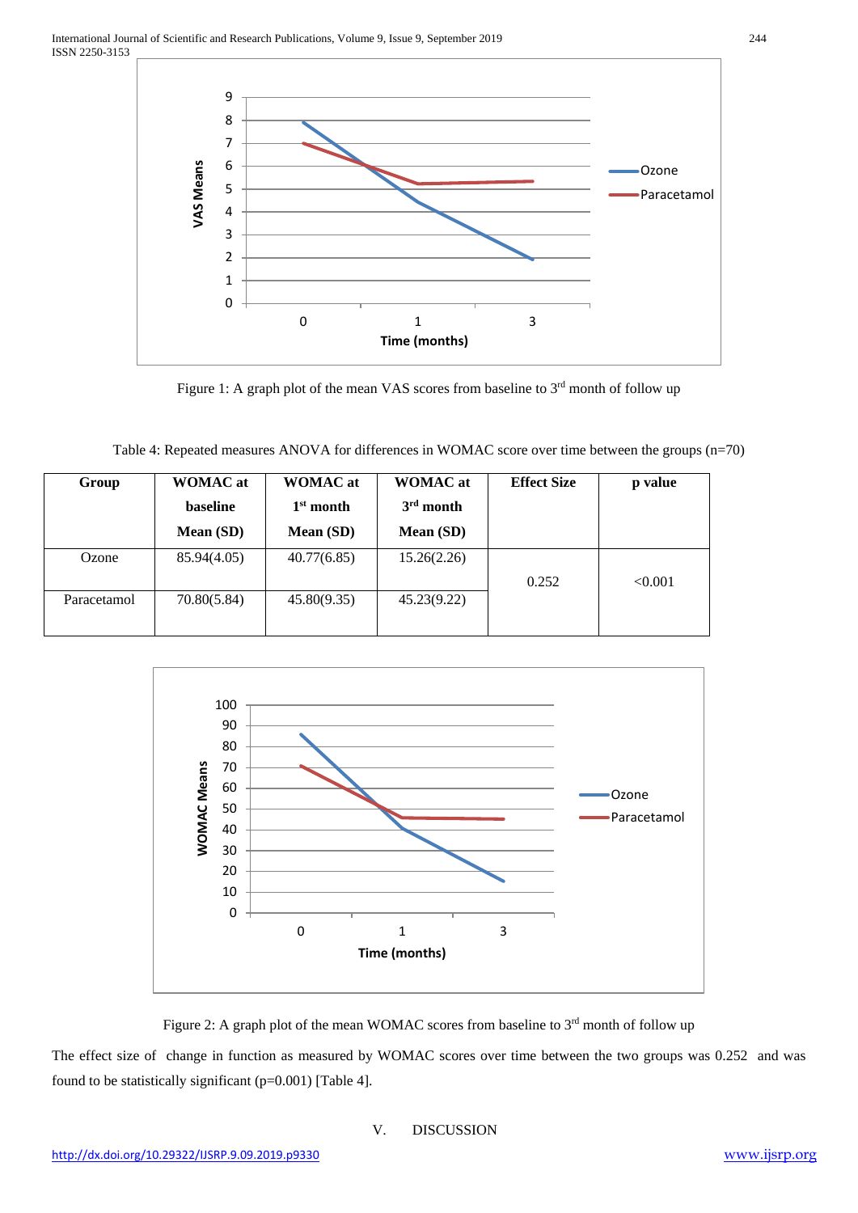Figure 1: A graph plot of the mean VAS scores from baseline to 3rd month of follow up

Table 4: Repeated measures ANOVA for differences in WOMAC score over time between the groups (n=70)

| Group | WOMAC at baseline Mean (SD) | WOMAC at 1st month Mean (SD) | WOMAC at 3rd month Mean (SD) | Effect Size | p value |
|---|---|---|---|---|---|
| Ozone | 85.94(4.05) | 40.77(6.85) | 15.26(2.26) | 0.252 | <0.001 |
| Paracetamol | 70.80(5.84) | 45.80(9.35) | 45.23(9.22) | | |

Figure 2: A graph plot of the mean WOMAC scores from baseline to 3rd month of follow up

The effect size of change in function as measured by WOMAC scores over time between the two groups was 0.252 and was found to be statistically significant (p=0.001) [Table 4].

## V. DISCUSSION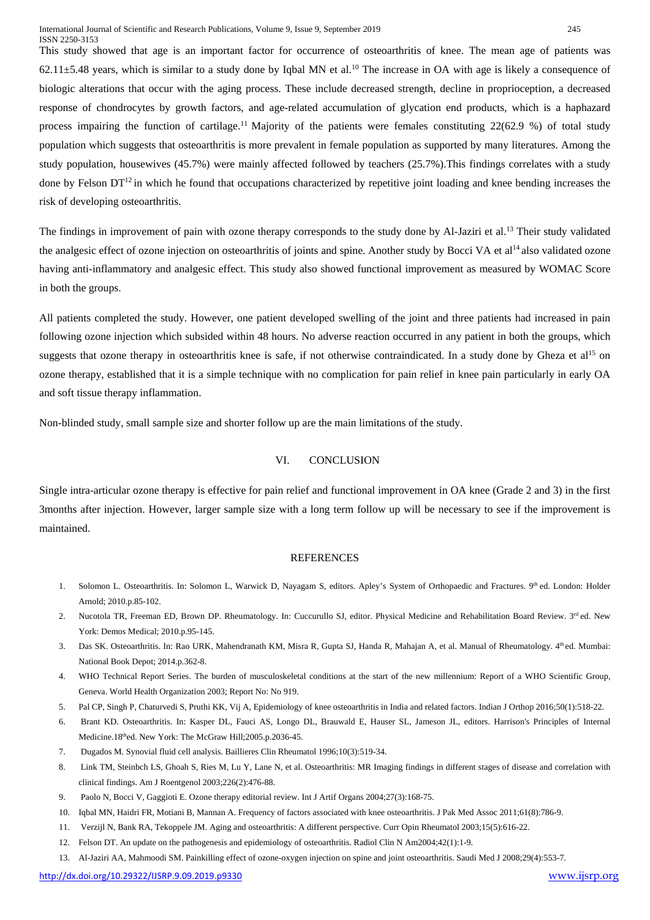This study showed that age is an important factor for occurrence of osteoarthritis of knee. The mean age of patients was $62.11\pm5.48$ years, which is similar to a study done by Iqbal MN et al.[10] The increase in OA with age is likely a consequence of biologic alterations that occur with the aging process. These include decreased strength, decline in proprioception, a decreased response of chondrocytes by growth factors, and age-related accumulation of glycation end products, which is a haphazard process impairing the function of cartilage.[11] Majority of the patients were females constituting 22(62.9 %) of total study population which suggests that osteoarthritis is more prevalent in female population as supported by many literatures. Among the study population, housewives (45.7%) were mainly affected followed by teachers (25.7%).This findings correlates with a study done by Felson DT[12] in which he found that occupations characterized by repetitive joint loading and knee bending increases the risk of developing osteoarthritis.

The findings in improvement of pain with ozone therapy corresponds to the study done by Al-Jaziri et al.[13] Their study validated the analgesic effect of ozone injection on osteoarthritis of joints and spine. Another study by Bocci VA et al[14] also validated ozone having anti-inflammatory and analgesic effect. This study also showed functional improvement as measured by WOMAC Score in both the groups.

All patients completed the study. However, one patient developed swelling of the joint and three patients had increased in pain following ozone injection which subsided within 48 hours. No adverse reaction occurred in any patient in both the groups, which suggests that ozone therapy in osteoarthritis knee is safe, if not otherwise contraindicated. In a study done by Gheza et al[15] on ozone therapy, established that it is a simple technique with no complication for pain relief in knee pain particularly in early OA and soft tissue therapy inflammation.

Non-blinded study, small sample size and shorter follow up are the main limitations of the study.

## VI. CONCLUSION

Single intra-articular ozone therapy is effective for pain relief and functional improvement in OA knee (Grade 2 and 3) in the first 3months after injection. However, larger sample size with a long term follow up will be necessary to see if the improvement is maintained.

## REFERENCES

1. Solomon L. Osteoarthritis. In: Solomon L, Warwick D, Nayagam S, editors. Apley's System of Orthopaedic and Fractures. 9th ed. London: Holder Arnold; 2010.p.85-102.
2. Nucotola TR, Freeman ED, Brown DP. Rheumatology. In: Cuccurullo SJ, editor. Physical Medicine and Rehabilitation Board Review. 3rd ed. New York: Demos Medical; 2010.p.95-145.
3. Das SK. Osteoarthritis. In: Rao URK, Mahendranath KM, Misra R, Gupta SJ, Handa R, Mahajan A, et al. Manual of Rheumatology. 4th ed. Mumbai: National Book Depot; 2014.p.362-8.
4. WHO Technical Report Series. The burden of musculoskeletal conditions at the start of the new millennium: Report of a WHO Scientific Group, Geneva. World Health Organization 2003; Report No: No 919.
5. Pal CP, Singh P, Chaturvedi S, Pruthi KK, Vij A, Epidemiology of knee osteoarthritis in India and related factors. Indian J Orthop 2016;50(1):518-22.
6. Brant KD. Osteoarthritis. In: Kasper DL, Fauci AS, Longo DL, Brauwald E, Hauser SL, Jameson JL, editors. Harrison's Principles of Internal Medicine.18thed. New York: The McGraw Hill;2005.p.2036-45.
7. Dugados M. Synovial fluid cell analysis. Baillieres Clin Rheumatol 1996;10(3):519-34.
8. Link TM, Steinbch LS, Ghoah S, Ries M, Lu Y, Lane N, et al. Osteoarthritis: MR Imaging findings in different stages of disease and correlation with clinical findings. Am J Roentgenol 2003;226(2):476-88.
9. Paolo N, Bocci V, Gaggioti E. Ozone therapy editorial review. Int J Artif Organs 2004;27(3):168-75.
10. Iqbal MN, Haidri FR, Motiani B, Mannan A. Frequency of factors associated with knee osteoarthritis. J Pak Med Assoc 2011;61(8):786-9.
11. Verzijl N, Bank RA, Tekoppele JM. Aging and osteoarthritis: A different perspective. Curr Opin Rheumatol 2003;15(5):616-22.
12. Felson DT. An update on the pathogenesis and epidemiology of osteoarthritis. Radiol Clin N Am2004;42(1):1-9.
13. Al-Jaziri AA, Mahmoodi SM. Painkilling effect of ozone-oxygen injection on spine and joint osteoarthritis. Saudi Med J 2008;29(4):553-7.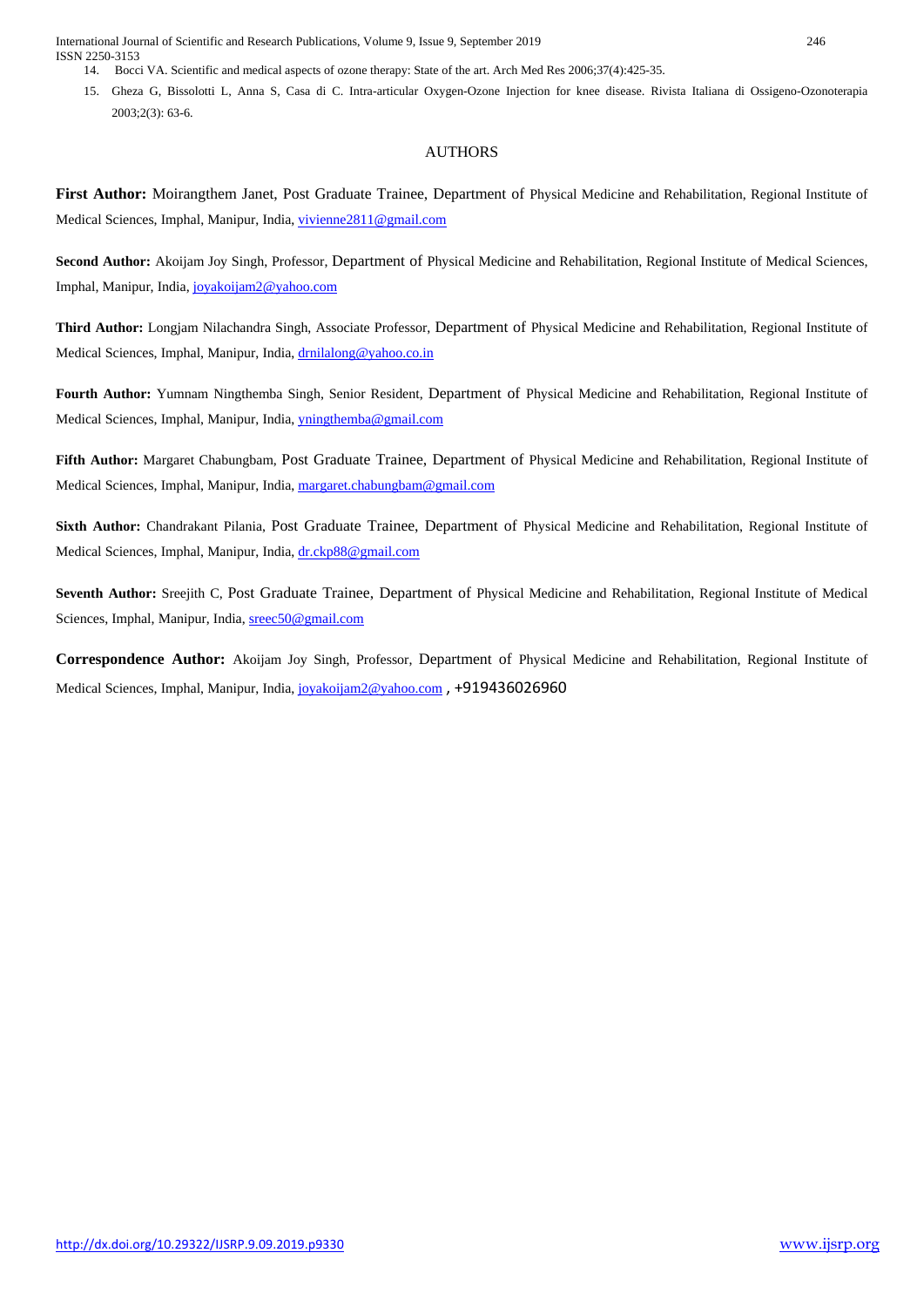14. Bocci VA. Scientific and medical aspects of ozone therapy: State of the art. Arch Med Res 2006;37(4):425-35.
15. Gheza G, Bissolotti L, Anna S, Casa di C. Intra-articular Oxygen-Ozone Injection for knee disease. Rivista Italiana di Ossigeno-Ozonoterapia 2003;2(3): 63-6.

## AUTHORS

**First Author:** Moirangthem Janet, Post Graduate Trainee, Department of Physical Medicine and Rehabilitation, Regional Institute of Medical Sciences, Imphal, Manipur, India, vivienne2811@gmail.com

**Second Author:** Akoijam Joy Singh, Professor, Department of Physical Medicine and Rehabilitation, Regional Institute of Medical Sciences, Imphal, Manipur, India, joyakoijam2@yahoo.com

**Third Author:** Longjam Nilachandra Singh, Associate Professor, Department of Physical Medicine and Rehabilitation, Regional Institute of Medical Sciences, Imphal, Manipur, India, drnilalong@yahoo.co.in

**Fourth Author:** Yumnam Ningthemba Singh, Senior Resident, Department of Physical Medicine and Rehabilitation, Regional Institute of Medical Sciences, Imphal, Manipur, India, yningthemba@gmail.com

**Fifth Author:** Margaret Chabungbam, Post Graduate Trainee, Department of Physical Medicine and Rehabilitation, Regional Institute of Medical Sciences, Imphal, Manipur, India, margaret.chabungbam@gmail.com

**Sixth Author:** Chandrakant Pilania, Post Graduate Trainee, Department of Physical Medicine and Rehabilitation, Regional Institute of Medical Sciences, Imphal, Manipur, India, dr.ckp88@gmail.com

**Seventh Author:** Sreejith C, Post Graduate Trainee, Department of Physical Medicine and Rehabilitation, Regional Institute of Medical Sciences, Imphal, Manipur, India, sreec50@gmail.com

**Correspondence Author:** Akoijam Joy Singh, Professor, Department of Physical Medicine and Rehabilitation, Regional Institute of Medical Sciences, Imphal, Manipur, India, joyakoijam2@yahoo.com , +919436026960